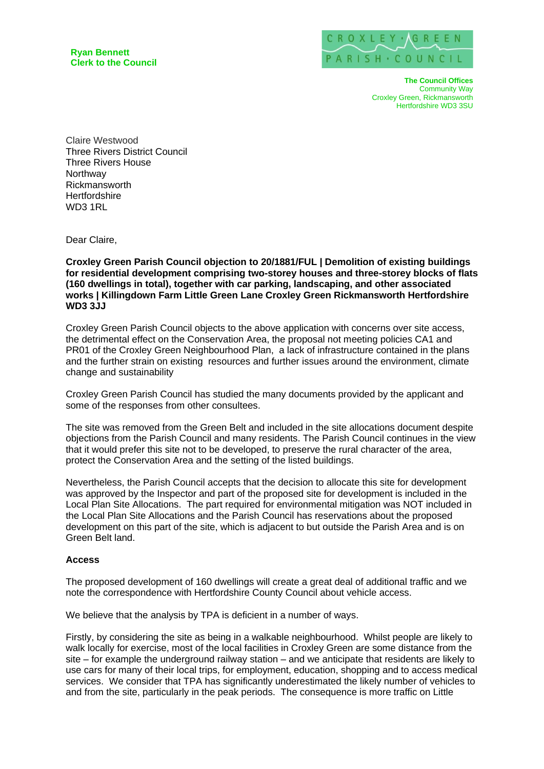**Ryan Bennett**
**Clerk to the Council**

CROXLEY GREEN PARISH COUNCIL

**The Council Offices**
Community Way
Croxley Green, Rickmansworth
Hertfordshire WD3 3SU

Claire Westwood
Three Rivers District Council
Three Rivers House
Northway
Rickmansworth
Hertfordshire
WD3 1RL

Dear Claire,

**Croxley Green Parish Council objection to 20/1881/FUL | Demolition of existing buildings for residential development comprising two-storey houses and three-storey blocks of flats (160 dwellings in total), together with car parking, landscaping, and other associated works | Killingdown Farm Little Green Lane Croxley Green Rickmansworth Hertfordshire WD3 3JJ**

Croxley Green Parish Council objects to the above application with concerns over site access, the detrimental effect on the Conservation Area, the proposal not meeting policies CA1 and PR01 of the Croxley Green Neighbourhood Plan, a lack of infrastructure contained in the plans and the further strain on existing resources and further issues around the environment, climate change and sustainability

Croxley Green Parish Council has studied the many documents provided by the applicant and some of the responses from other consultees.

The site was removed from the Green Belt and included in the site allocations document despite objections from the Parish Council and many residents. The Parish Council continues in the view that it would prefer this site not to be developed, to preserve the rural character of the area, protect the Conservation Area and the setting of the listed buildings.

Nevertheless, the Parish Council accepts that the decision to allocate this site for development was approved by the Inspector and part of the proposed site for development is included in the Local Plan Site Allocations. The part required for environmental mitigation was NOT included in the Local Plan Site Allocations and the Parish Council has reservations about the proposed development on this part of the site, which is adjacent to but outside the Parish Area and is on Green Belt land.

**Access**

The proposed development of 160 dwellings will create a great deal of additional traffic and we note the correspondence with Hertfordshire County Council about vehicle access.

We believe that the analysis by TPA is deficient in a number of ways.

Firstly, by considering the site as being in a walkable neighbourhood. Whilst people are likely to walk locally for exercise, most of the local facilities in Croxley Green are some distance from the site – for example the underground railway station – and we anticipate that residents are likely to use cars for many of their local trips, for employment, education, shopping and to access medical services. We consider that TPA has significantly underestimated the likely number of vehicles to and from the site, particularly in the peak periods. The consequence is more traffic on Little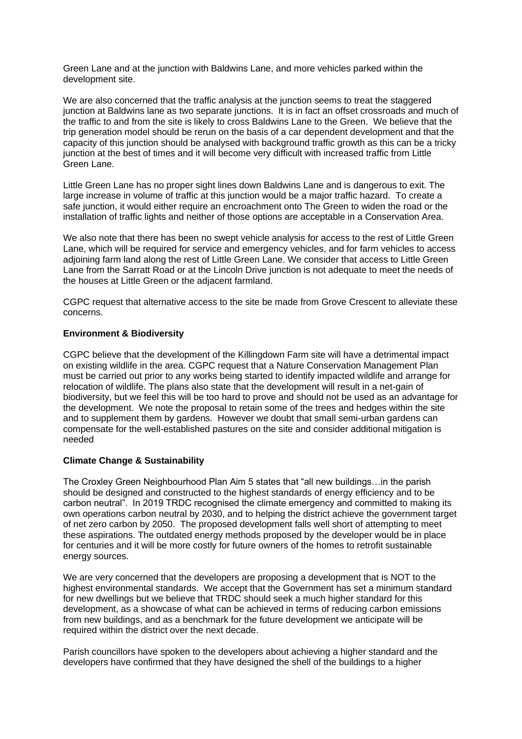Green Lane and at the junction with Baldwins Lane, and more vehicles parked within the development site.

We are also concerned that the traffic analysis at the junction seems to treat the staggered junction at Baldwins lane as two separate junctions. It is in fact an offset crossroads and much of the traffic to and from the site is likely to cross Baldwins Lane to the Green. We believe that the trip generation model should be rerun on the basis of a car dependent development and that the capacity of this junction should be analysed with background traffic growth as this can be a tricky junction at the best of times and it will become very difficult with increased traffic from Little Green Lane.

Little Green Lane has no proper sight lines down Baldwins Lane and is dangerous to exit. The large increase in volume of traffic at this junction would be a major traffic hazard. To create a safe junction, it would either require an encroachment onto The Green to widen the road or the installation of traffic lights and neither of those options are acceptable in a Conservation Area.

We also note that there has been no swept vehicle analysis for access to the rest of Little Green Lane, which will be required for service and emergency vehicles, and for farm vehicles to access adjoining farm land along the rest of Little Green Lane. We consider that access to Little Green Lane from the Sarratt Road or at the Lincoln Drive junction is not adequate to meet the needs of the houses at Little Green or the adjacent farmland.

CGPC request that alternative access to the site be made from Grove Crescent to alleviate these concerns.

**Environment & Biodiversity**

CGPC believe that the development of the Killingdown Farm site will have a detrimental impact on existing wildlife in the area. CGPC request that a Nature Conservation Management Plan must be carried out prior to any works being started to identify impacted wildlife and arrange for relocation of wildlife. The plans also state that the development will result in a net-gain of biodiversity, but we feel this will be too hard to prove and should not be used as an advantage for the development. We note the proposal to retain some of the trees and hedges within the site and to supplement them by gardens. However we doubt that small semi-urban gardens can compensate for the well-established pastures on the site and consider additional mitigation is needed

**Climate Change & Sustainability**

The Croxley Green Neighbourhood Plan Aim 5 states that "all new buildings…in the parish should be designed and constructed to the highest standards of energy efficiency and to be carbon neutral". In 2019 TRDC recognised the climate emergency and committed to making its own operations carbon neutral by 2030, and to helping the district achieve the government target of net zero carbon by 2050. The proposed development falls well short of attempting to meet these aspirations. The outdated energy methods proposed by the developer would be in place for centuries and it will be more costly for future owners of the homes to retrofit sustainable energy sources.

We are very concerned that the developers are proposing a development that is NOT to the highest environmental standards. We accept that the Government has set a minimum standard for new dwellings but we believe that TRDC should seek a much higher standard for this development, as a showcase of what can be achieved in terms of reducing carbon emissions from new buildings, and as a benchmark for the future development we anticipate will be required within the district over the next decade.

Parish councillors have spoken to the developers about achieving a higher standard and the developers have confirmed that they have designed the shell of the buildings to a higher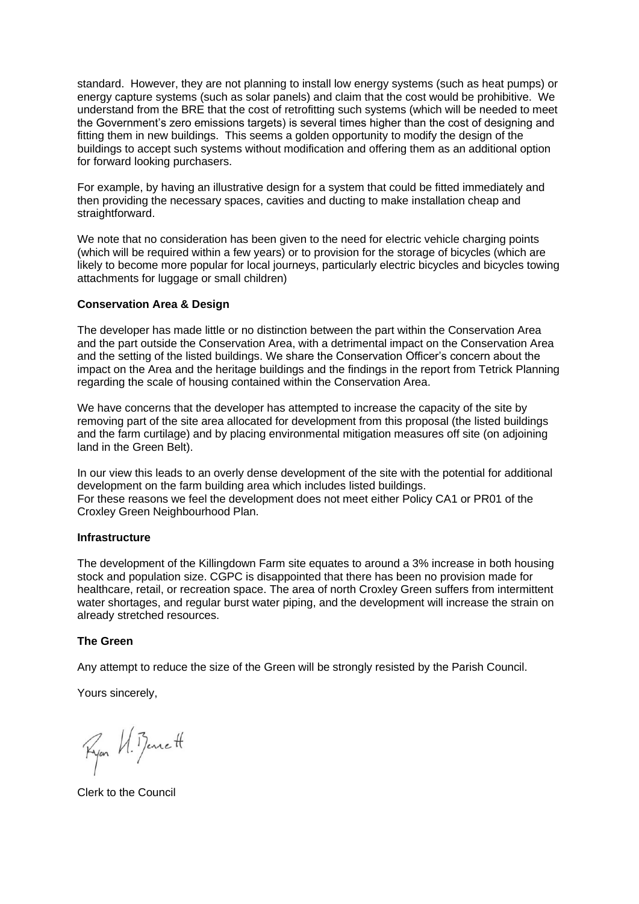standard. However, they are not planning to install low energy systems (such as heat pumps) or energy capture systems (such as solar panels) and claim that the cost would be prohibitive. We understand from the BRE that the cost of retrofitting such systems (which will be needed to meet the Government's zero emissions targets) is several times higher than the cost of designing and fitting them in new buildings. This seems a golden opportunity to modify the design of the buildings to accept such systems without modification and offering them as an additional option for forward looking purchasers.

For example, by having an illustrative design for a system that could be fitted immediately and then providing the necessary spaces, cavities and ducting to make installation cheap and straightforward.

We note that no consideration has been given to the need for electric vehicle charging points (which will be required within a few years) or to provision for the storage of bicycles (which are likely to become more popular for local journeys, particularly electric bicycles and bicycles towing attachments for luggage or small children)

**Conservation Area & Design**

The developer has made little or no distinction between the part within the Conservation Area and the part outside the Conservation Area, with a detrimental impact on the Conservation Area and the setting of the listed buildings. We share the Conservation Officer's concern about the impact on the Area and the heritage buildings and the findings in the report from Tetrick Planning regarding the scale of housing contained within the Conservation Area.

We have concerns that the developer has attempted to increase the capacity of the site by removing part of the site area allocated for development from this proposal (the listed buildings and the farm curtilage) and by placing environmental mitigation measures off site (on adjoining land in the Green Belt).

In our view this leads to an overly dense development of the site with the potential for additional development on the farm building area which includes listed buildings.
For these reasons we feel the development does not meet either Policy CA1 or PR01 of the Croxley Green Neighbourhood Plan.

**Infrastructure**

The development of the Killingdown Farm site equates to around a 3% increase in both housing stock and population size. CGPC is disappointed that there has been no provision made for healthcare, retail, or recreation space. The area of north Croxley Green suffers from intermittent water shortages, and regular burst water piping, and the development will increase the strain on already stretched resources.

**The Green**

Any attempt to reduce the size of the Green will be strongly resisted by the Parish Council.

Yours sincerely,

Ryan H. Barrett

Clerk to the Council